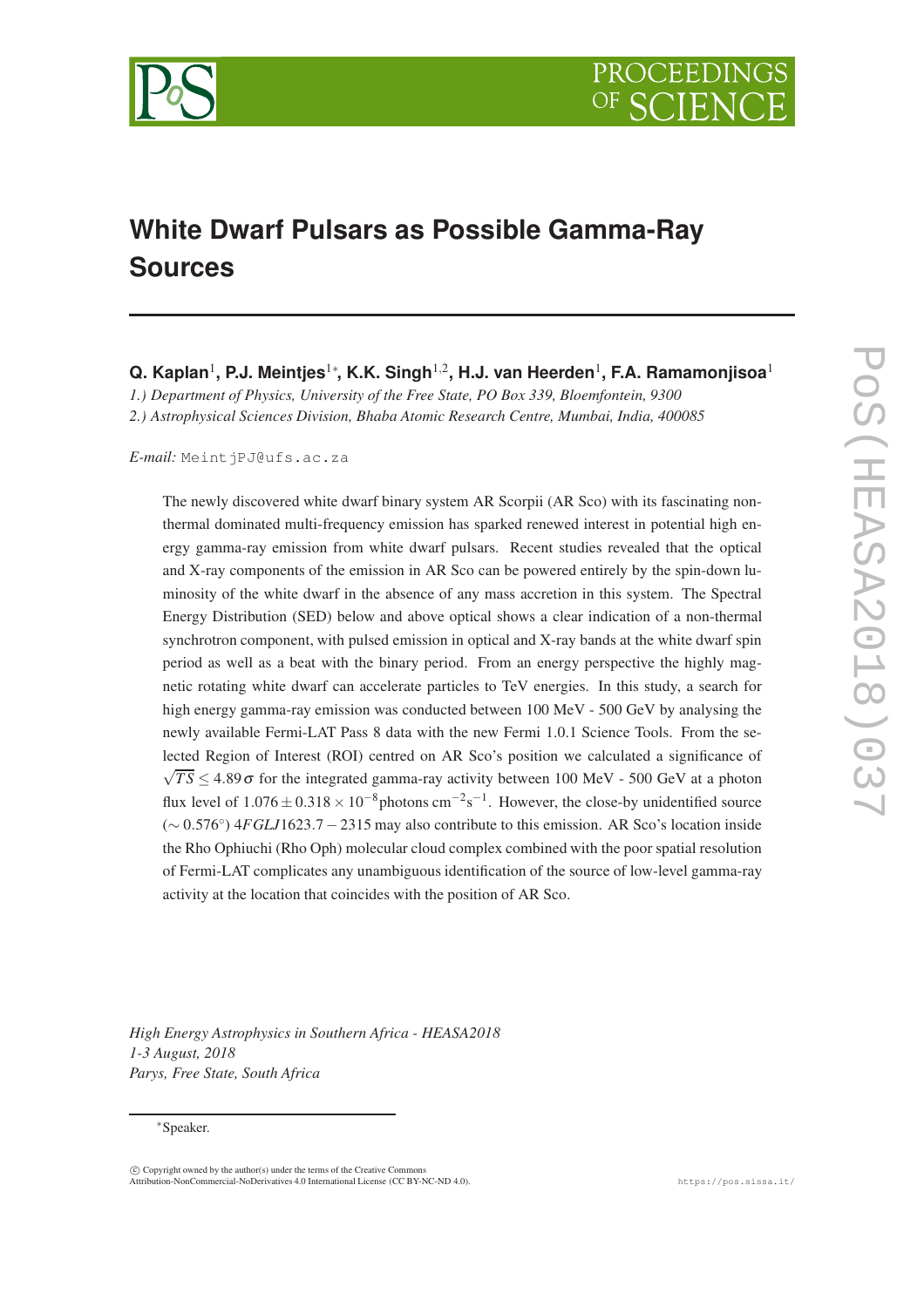# White Dwarf Pulsars as Possible Gamma-Ray Sources

**Q. Kaplan**[1], **P.J. Meintjes**[1*], **K.K. Singh**[1,2], **H.J. van Heerden**[1], **F.A. Ramamonjisoa**[1]

*1.) Department of Physics, University of the Free State, PO Box 339, Bloemfontein, 9300*

*2.) Astrophysical Sciences Division, Bhaba Atomic Research Centre, Mumbai, India, 400085*

*E-mail:* MeintjPJ@ufs.ac.za

The newly discovered white dwarf binary system AR Scorpii (AR Sco) with its fascinating non-thermal dominated multi-frequency emission has sparked renewed interest in potential high energy gamma-ray emission from white dwarf pulsars. Recent studies revealed that the optical and X-ray components of the emission in AR Sco can be powered entirely by the spin-down luminosity of the white dwarf in the absence of any mass accretion in this system. The Spectral Energy Distribution (SED) below and above optical shows a clear indication of a non-thermal synchrotron component, with pulsed emission in optical and X-ray bands at the white dwarf spin period as well as a beat with the binary period. From an energy perspective the highly magnetic rotating white dwarf can accelerate particles to TeV energies. In this study, a search for high energy gamma-ray emission was conducted between 100 MeV - 500 GeV by analysing the newly available Fermi-LAT Pass 8 data with the new Fermi 1.0.1 Science Tools. From the selected Region of Interest (ROI) centred on AR Sco's position we calculated a significance of $\sqrt{TS} \leq 4.89\,\sigma$ for the integrated gamma-ray activity between 100 MeV - 500 GeV at a photon flux level of $1.076 \pm 0.318 \times 10^{-8}$ photons cm$^{-2}$s$^{-1}$. However, the close-by unidentified source ($\sim 0.576^{\circ}$) $4FGLJ1623.7-2315$ may also contribute to this emission. AR Sco's location inside the Rho Ophiuchi (Rho Oph) molecular cloud complex combined with the poor spatial resolution of Fermi-LAT complicates any unambiguous identification of the source of low-level gamma-ray activity at the location that coincides with the position of AR Sco.

*High Energy Astrophysics in Southern Africa - HEASA2018*
*1-3 August, 2018*
*Parys, Free State, South Africa*

*Speaker.

© Copyright owned by the author(s) under the terms of the Creative Commons Attribution-NonCommercial-NoDerivatives 4.0 International License (CC BY-NC-ND 4.0).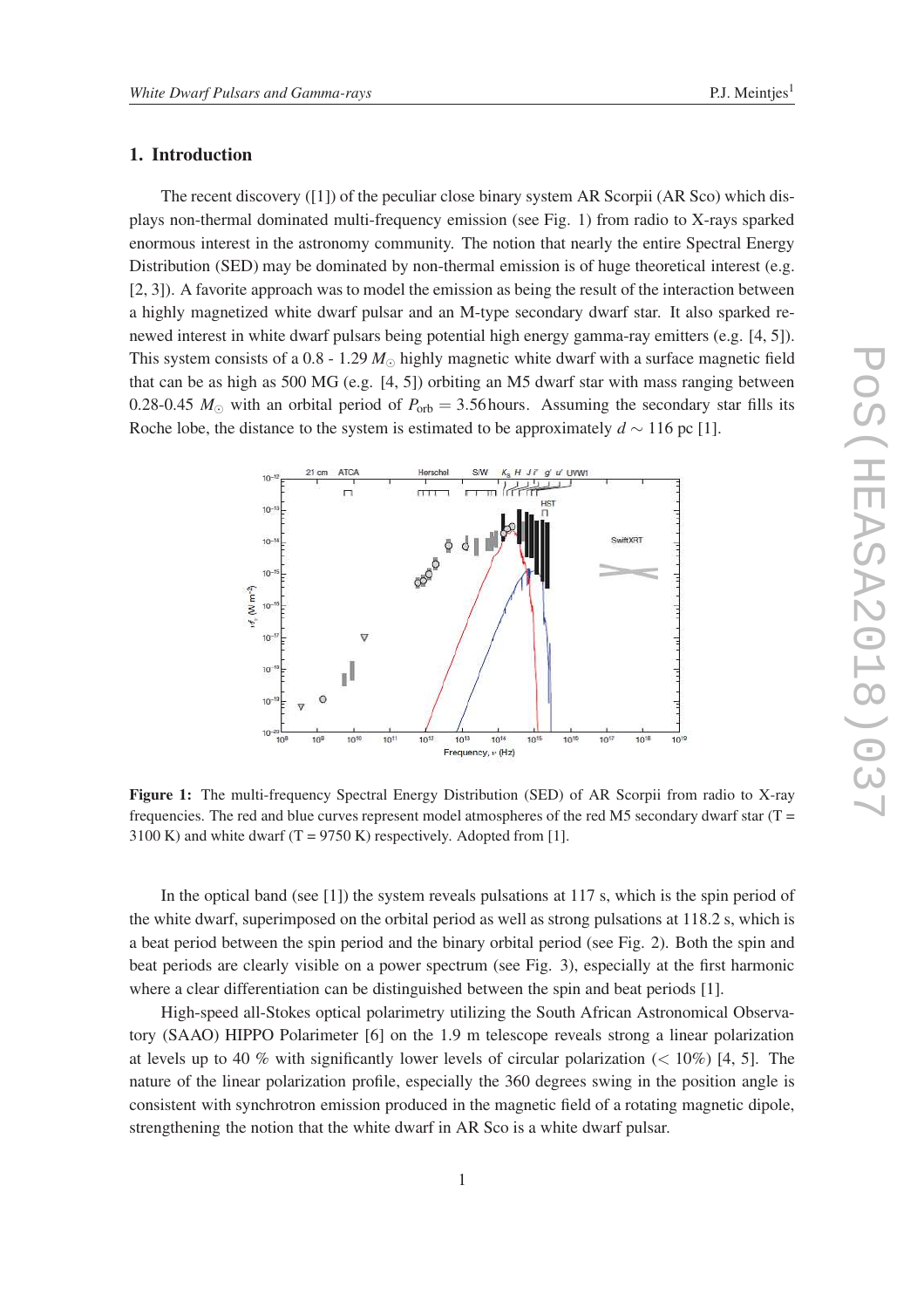## 1. Introduction

The recent discovery ([1]) of the peculiar close binary system AR Scorpii (AR Sco) which displays non-thermal dominated multi-frequency emission (see Fig. 1) from radio to X-rays sparked enormous interest in the astronomy community. The notion that nearly the entire Spectral Energy Distribution (SED) may be dominated by non-thermal emission is of huge theoretical interest (e.g. [2, 3]). A favorite approach was to model the emission as being the result of the interaction between a highly magnetized white dwarf pulsar and an M-type secondary dwarf star. It also sparked renewed interest in white dwarf pulsars being potential high energy gamma-ray emitters (e.g. [4, 5]). This system consists of a 0.8 - 1.29 $M_{\odot}$ highly magnetic white dwarf with a surface magnetic field that can be as high as 500 MG (e.g. [4, 5]) orbiting an M5 dwarf star with mass ranging between 0.28-0.45 $M_{\odot}$ with an orbital period of $P_{\rm orb} = 3.56$ hours. Assuming the secondary star fills its Roche lobe, the distance to the system is estimated to be approximately $d \sim 116$ pc [1].

**Figure 1:** The multi-frequency Spectral Energy Distribution (SED) of AR Scorpii from radio to X-ray frequencies. The red and blue curves represent model atmospheres of the red M5 secondary dwarf star (T = 3100 K) and white dwarf (T = 9750 K) respectively. Adopted from [1].

In the optical band (see [1]) the system reveals pulsations at 117 s, which is the spin period of the white dwarf, superimposed on the orbital period as well as strong pulsations at 118.2 s, which is a beat period between the spin period and the binary orbital period (see Fig. 2). Both the spin and beat periods are clearly visible on a power spectrum (see Fig. 3), especially at the first harmonic where a clear differentiation can be distinguished between the spin and beat periods [1].

High-speed all-Stokes optical polarimetry utilizing the South African Astronomical Observatory (SAAO) HIPPO Polarimeter [6] on the 1.9 m telescope reveals strong a linear polarization at levels up to 40 % with significantly lower levels of circular polarization ($< 10\%$) [4, 5]. The nature of the linear polarization profile, especially the 360 degrees swing in the position angle is consistent with synchrotron emission produced in the magnetic field of a rotating magnetic dipole, strengthening the notion that the white dwarf in AR Sco is a white dwarf pulsar.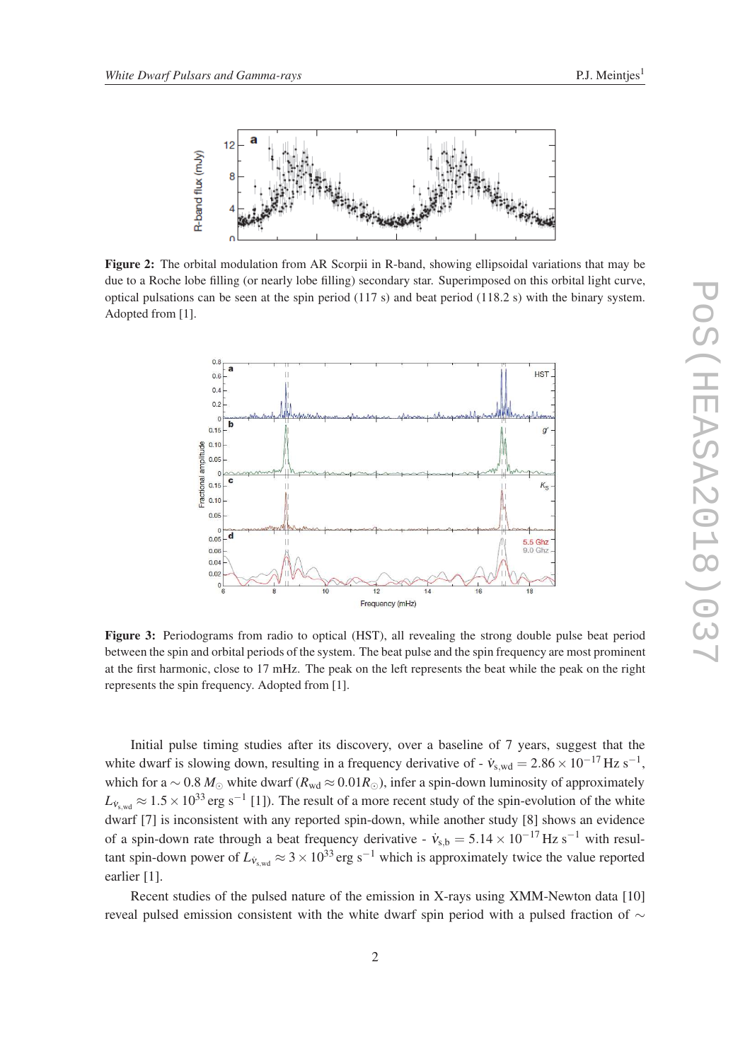**Figure 2:** The orbital modulation from AR Scorpii in R-band, showing ellipsoidal variations that may be due to a Roche lobe filling (or nearly lobe filling) secondary star. Superimposed on this orbital light curve, optical pulsations can be seen at the spin period (117 s) and beat period (118.2 s) with the binary system. Adopted from [1].

**Figure 3:** Periodograms from radio to optical (HST), all revealing the strong double pulse beat period between the spin and orbital periods of the system. The beat pulse and the spin frequency are most prominent at the first harmonic, close to 17 mHz. The peak on the left represents the beat while the peak on the right represents the spin frequency. Adopted from [1].

Initial pulse timing studies after its discovery, over a baseline of 7 years, suggest that the white dwarf is slowing down, resulting in a frequency derivative of - $\dot{\nu}_{\rm s,wd} = 2.86 \times 10^{-17}\,{\rm Hz\ s^{-1}}$, which for a $\sim 0.8\,M_{\odot}$ white dwarf ($R_{\rm wd} \approx 0.01 R_{\odot}$), infer a spin-down luminosity of approximately $L_{\dot{\nu}_{\rm s,wd}} \approx 1.5 \times 10^{33}\,{\rm erg\ s^{-1}}$ [1]). The result of a more recent study of the spin-evolution of the white dwarf [7] is inconsistent with any reported spin-down, while another study [8] shows an evidence of a spin-down rate through a beat frequency derivative - $\dot{\nu}_{\rm s,b} = 5.14 \times 10^{-17}\,{\rm Hz\ s^{-1}}$ with resultant spin-down power of $L_{\dot{\nu}_{\rm s,wd}} \approx 3 \times 10^{33}\,{\rm erg\ s^{-1}}$ which is approximately twice the value reported earlier [1].

Recent studies of the pulsed nature of the emission in X-rays using XMM-Newton data [10] reveal pulsed emission consistent with the white dwarf spin period with a pulsed fraction of $\sim$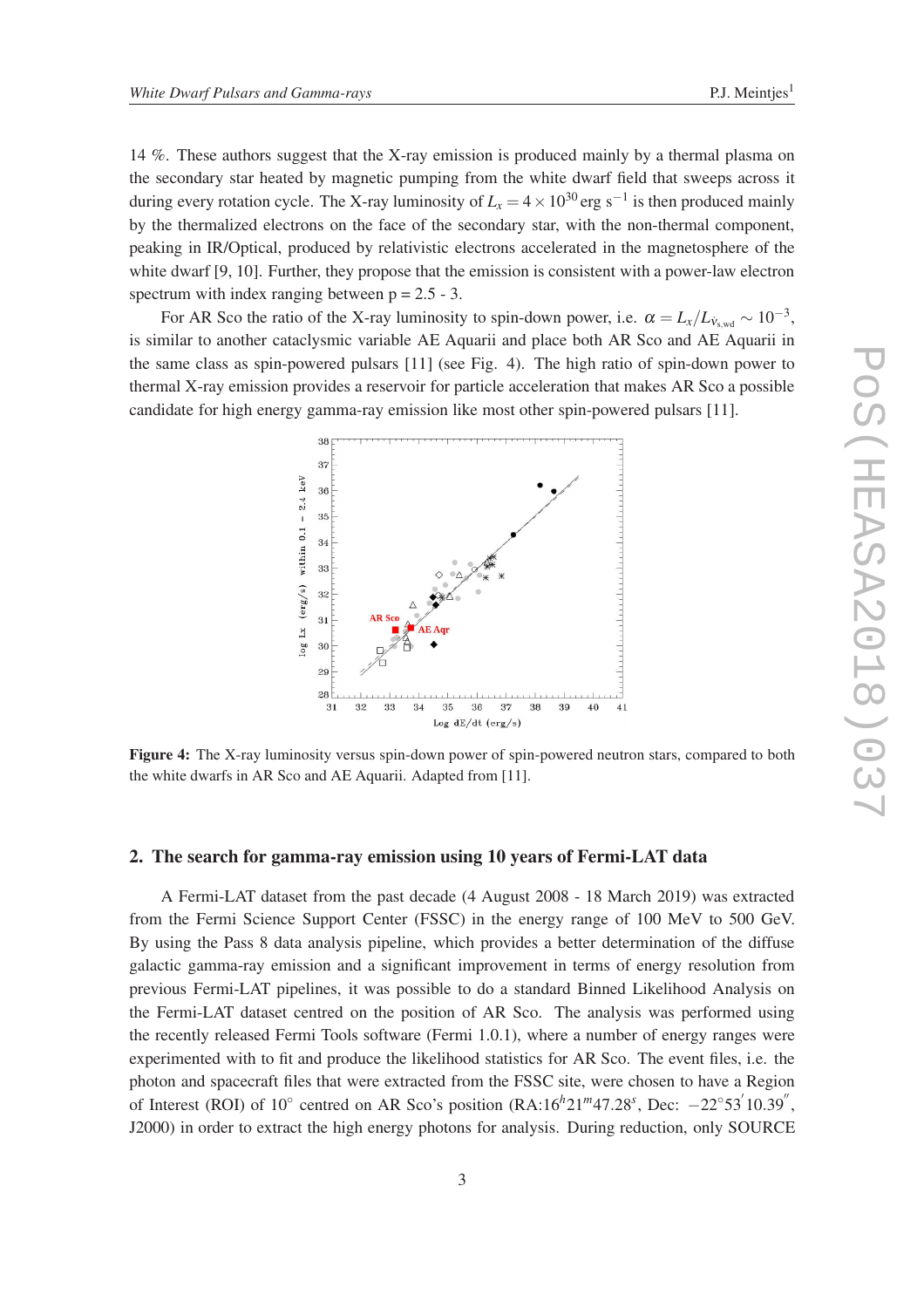14 %. These authors suggest that the X-ray emission is produced mainly by a thermal plasma on the secondary star heated by magnetic pumping from the white dwarf field that sweeps across it during every rotation cycle. The X-ray luminosity of $L_x = 4\times10^{30}$ erg s$^{-1}$ is then produced mainly by the thermalized electrons on the face of the secondary star, with the non-thermal component, peaking in IR/Optical, produced by relativistic electrons accelerated in the magnetosphere of the white dwarf [9, 10]. Further, they propose that the emission is consistent with a power-law electron spectrum with index ranging between p = 2.5 - 3.

For AR Sco the ratio of the X-ray luminosity to spin-down power, i.e. $\alpha = L_x/L_{\dot{\nu}_{s,wd}} \sim 10^{-3}$, is similar to another cataclysmic variable AE Aquarii and place both AR Sco and AE Aquarii in the same class as spin-powered pulsars [11] (see Fig. 4). The high ratio of spin-down power to thermal X-ray emission provides a reservoir for particle acceleration that makes AR Sco a possible candidate for high energy gamma-ray emission like most other spin-powered pulsars [11].

**Figure 4:** The X-ray luminosity versus spin-down power of spin-powered neutron stars, compared to both the white dwarfs in AR Sco and AE Aquarii. Adapted from [11].

## 2. The search for gamma-ray emission using 10 years of Fermi-LAT data

A Fermi-LAT dataset from the past decade (4 August 2008 - 18 March 2019) was extracted from the Fermi Science Support Center (FSSC) in the energy range of 100 MeV to 500 GeV. By using the Pass 8 data analysis pipeline, which provides a better determination of the diffuse galactic gamma-ray emission and a significant improvement in terms of energy resolution from previous Fermi-LAT pipelines, it was possible to do a standard Binned Likelihood Analysis on the Fermi-LAT dataset centred on the position of AR Sco. The analysis was performed using the recently released Fermi Tools software (Fermi 1.0.1), where a number of energy ranges were experimented with to fit and produce the likelihood statistics for AR Sco. The event files, i.e. the photon and spacecraft files that were extracted from the FSSC site, were chosen to have a Region of Interest (ROI) of 10° centred on AR Sco's position (RA:$16^h21^m47.28^s$, Dec: $-22°53'10.39''$, J2000) in order to extract the high energy photons for analysis. During reduction, only SOURCE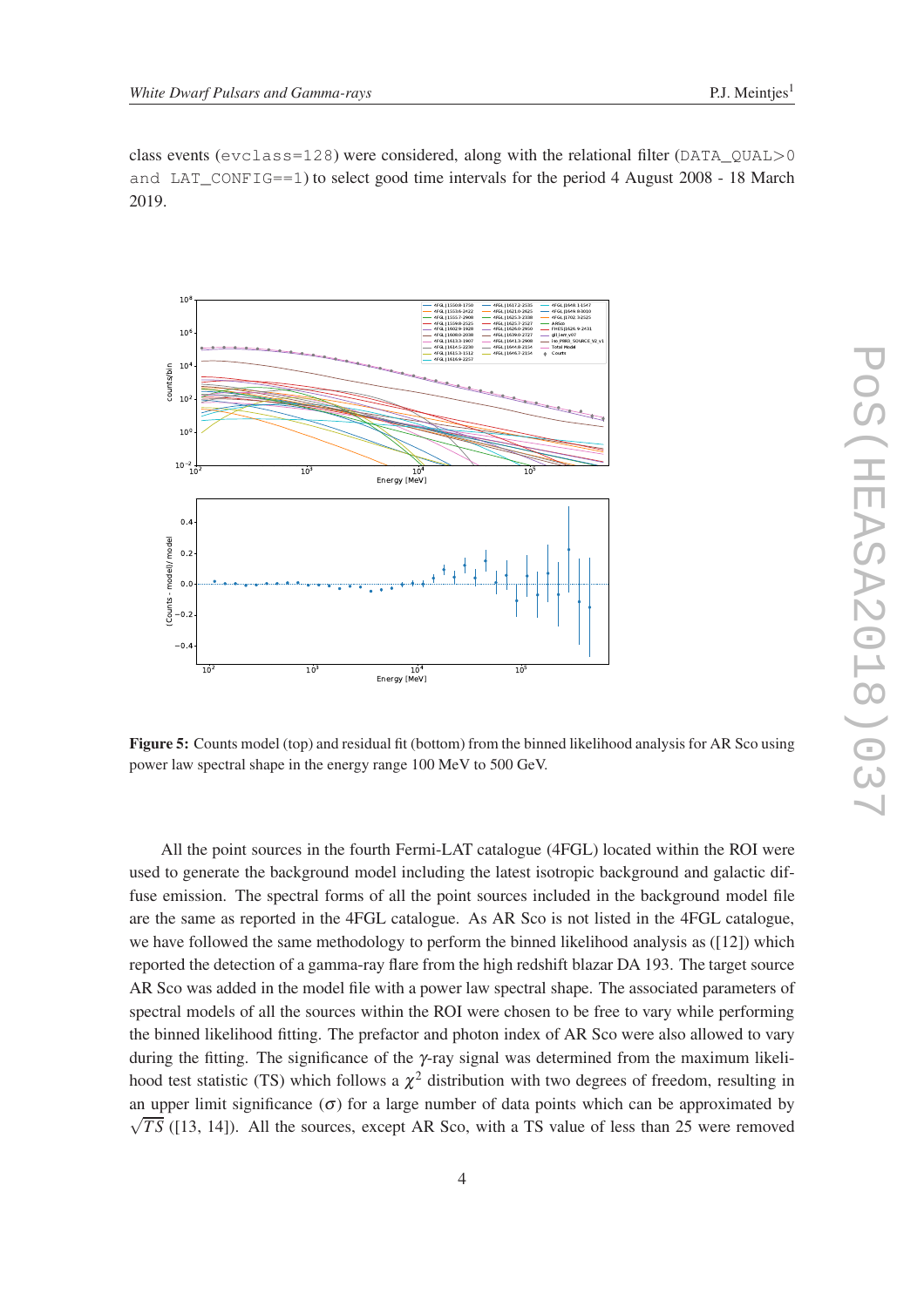class events (`evclass=128`) were considered, along with the relational filter (`DATA_QUAL>0 and LAT_CONFIG==1`) to select good time intervals for the period 4 August 2008 - 18 March 2019.

**Figure 5:** Counts model (top) and residual fit (bottom) from the binned likelihood analysis for AR Sco using power law spectral shape in the energy range 100 MeV to 500 GeV.

All the point sources in the fourth Fermi-LAT catalogue (4FGL) located within the ROI were used to generate the background model including the latest isotropic background and galactic diffuse emission. The spectral forms of all the point sources included in the background model file are the same as reported in the 4FGL catalogue. As AR Sco is not listed in the 4FGL catalogue, we have followed the same methodology to perform the binned likelihood analysis as ([12]) which reported the detection of a gamma-ray flare from the high redshift blazar DA 193. The target source AR Sco was added in the model file with a power law spectral shape. The associated parameters of spectral models of all the sources within the ROI were chosen to be free to vary while performing the binned likelihood fitting. The prefactor and photon index of AR Sco were also allowed to vary during the fitting. The significance of the $\gamma$-ray signal was determined from the maximum likelihood test statistic (TS) which follows a $\chi^2$ distribution with two degrees of freedom, resulting in an upper limit significance ($\sigma$) for a large number of data points which can be approximated by $\sqrt{TS}$ ([13, 14]). All the sources, except AR Sco, with a TS value of less than 25 were removed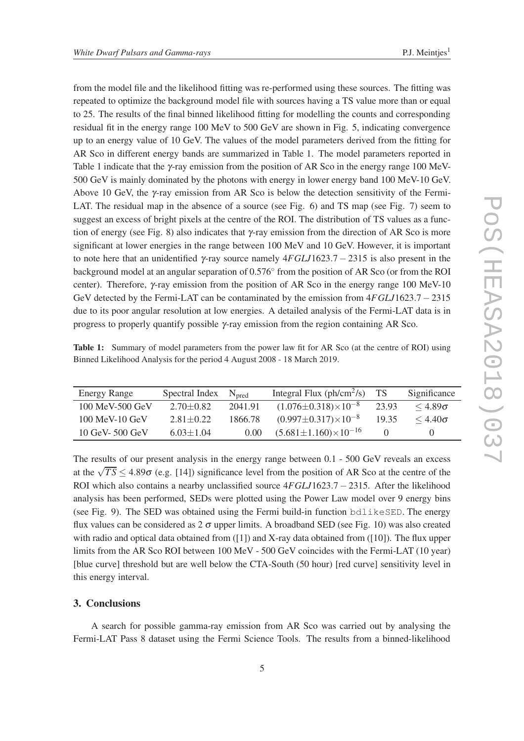from the model file and the likelihood fitting was re-performed using these sources. The fitting was repeated to optimize the background model file with sources having a TS value more than or equal to 25. The results of the final binned likelihood fitting for modelling the counts and corresponding residual fit in the energy range 100 MeV to 500 GeV are shown in Fig. 5, indicating convergence up to an energy value of 10 GeV. The values of the model parameters derived from the fitting for AR Sco in different energy bands are summarized in Table 1. The model parameters reported in Table 1 indicate that the $\gamma$-ray emission from the position of AR Sco in the energy range 100 MeV-500 GeV is mainly dominated by the photons with energy in lower energy band 100 MeV-10 GeV. Above 10 GeV, the $\gamma$-ray emission from AR Sco is below the detection sensitivity of the Fermi-LAT. The residual map in the absence of a source (see Fig. 6) and TS map (see Fig. 7) seem to suggest an excess of bright pixels at the centre of the ROI. The distribution of TS values as a function of energy (see Fig. 8) also indicates that $\gamma$-ray emission from the direction of AR Sco is more significant at lower energies in the range between 100 MeV and 10 GeV. However, it is important to note here that an unidentified $\gamma$-ray source namely $4FGLJ1623.7-2315$ is also present in the background model at an angular separation of $0.576^{\circ}$ from the position of AR Sco (or from the ROI center). Therefore, $\gamma$-ray emission from the position of AR Sco in the energy range 100 MeV-10 GeV detected by the Fermi-LAT can be contaminated by the emission from $4FGLJ1623.7-2315$ due to its poor angular resolution at low energies. A detailed analysis of the Fermi-LAT data is in progress to properly quantify possible $\gamma$-ray emission from the region containing AR Sco.

**Table 1:** Summary of model parameters from the power law fit for AR Sco (at the centre of ROI) using Binned Likelihood Analysis for the period 4 August 2008 - 18 March 2019.

| Energy Range | Spectral Index | $N_{pred}$ | Integral Flux (ph/cm$^2$/s) | TS | Significance |
|---|---|---|---|---|---|
| 100 MeV-500 GeV | $2.70\pm0.82$ | 2041.91 | $(1.076\pm0.318)\times10^{-8}$ | 23.93 | $\leq 4.89\sigma$ |
| 100 MeV-10 GeV | $2.81\pm0.22$ | 1866.78 | $(0.997\pm0.317)\times10^{-8}$ | 19.35 | $\leq 4.40\sigma$ |
| 10 GeV- 500 GeV | $6.03\pm1.04$ | 0.00 | $(5.681\pm1.160)\times10^{-16}$ | 0 | 0 |

The results of our present analysis in the energy range between 0.1 - 500 GeV reveals an excess at the $\sqrt{TS} \leq 4.89\sigma$ (e.g. [14]) significance level from the position of AR Sco at the centre of the ROI which also contains a nearby unclassified source $4FGLJ1623.7-2315$. After the likelihood analysis has been performed, SEDs were plotted using the Power Law model over 9 energy bins (see Fig. 9). The SED was obtained using the Fermi build-in function `bdlikeSED`. The energy flux values can be considered as 2 $\sigma$ upper limits. A broadband SED (see Fig. 10) was also created with radio and optical data obtained from ([1]) and X-ray data obtained from ([10]). The flux upper limits from the AR Sco ROI between 100 MeV - 500 GeV coincides with the Fermi-LAT (10 year) [blue curve] threshold but are well below the CTA-South (50 hour) [red curve] sensitivity level in this energy interval.

## 3. Conclusions

A search for possible gamma-ray emission from AR Sco was carried out by analysing the Fermi-LAT Pass 8 dataset using the Fermi Science Tools. The results from a binned-likelihood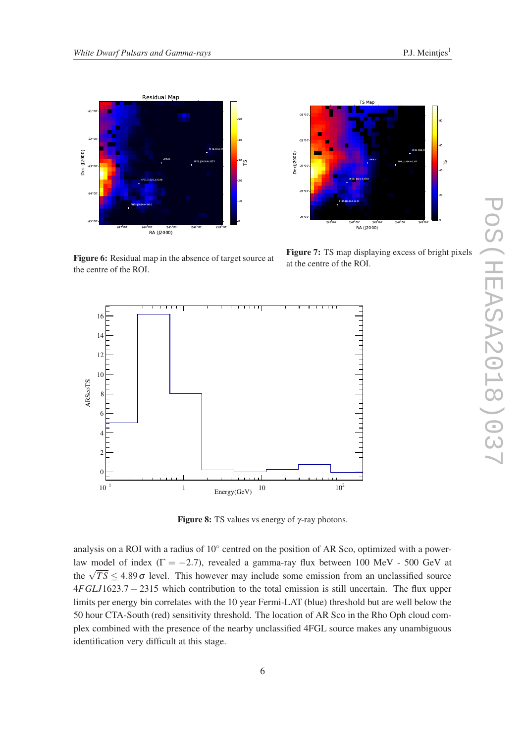**Figure 6:** Residual map in the absence of target source at the centre of the ROI.

**Figure 7:** TS map displaying excess of bright pixels at the centre of the ROI.

**Figure 8:** TS values vs energy of $\gamma$-ray photons.

analysis on a ROI with a radius of $10^{\circ}$ centred on the position of AR Sco, optimized with a power-law model of index ($\Gamma = -2.7$), revealed a gamma-ray flux between 100 MeV - 500 GeV at the $\sqrt{TS} \leq 4.89\sigma$ level. This however may include some emission from an unclassified source $4FGLJ1623.7-2315$ which contribution to the total emission is still uncertain. The flux upper limits per energy bin correlates with the 10 year Fermi-LAT (blue) threshold but are well below the 50 hour CTA-South (red) sensitivity threshold. The location of AR Sco in the Rho Oph cloud complex combined with the presence of the nearby unclassified 4FGL source makes any unambiguous identification very difficult at this stage.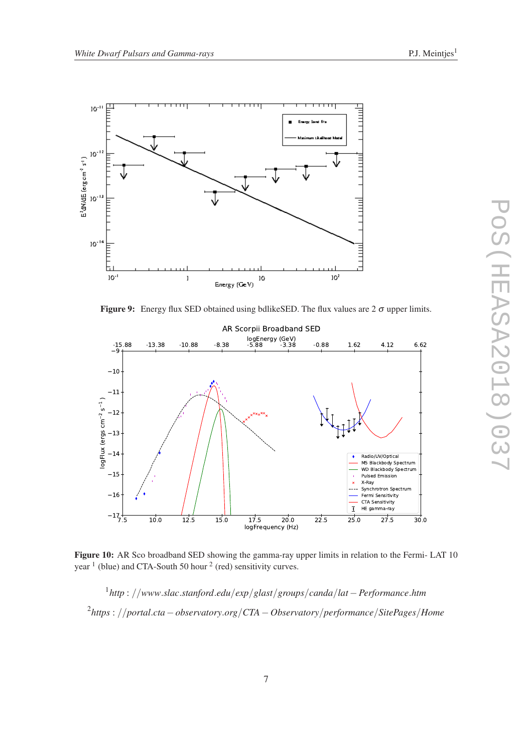**Figure 9:** Energy flux SED obtained using bdlikeSED. The flux values are 2 $\sigma$ upper limits.

**Figure 10:** AR Sco broadband SED showing the gamma-ray upper limits in relation to the Fermi- LAT 10 year [1] (blue) and CTA-South 50 hour [2] (red) sensitivity curves.

[1] *http://www.slac.stanford.edu/exp/glast/groups/canda/lat−Performance.htm*

[2] *https://portal.cta−observatory.org/CTA−Observatory/performance/SitePages/Home*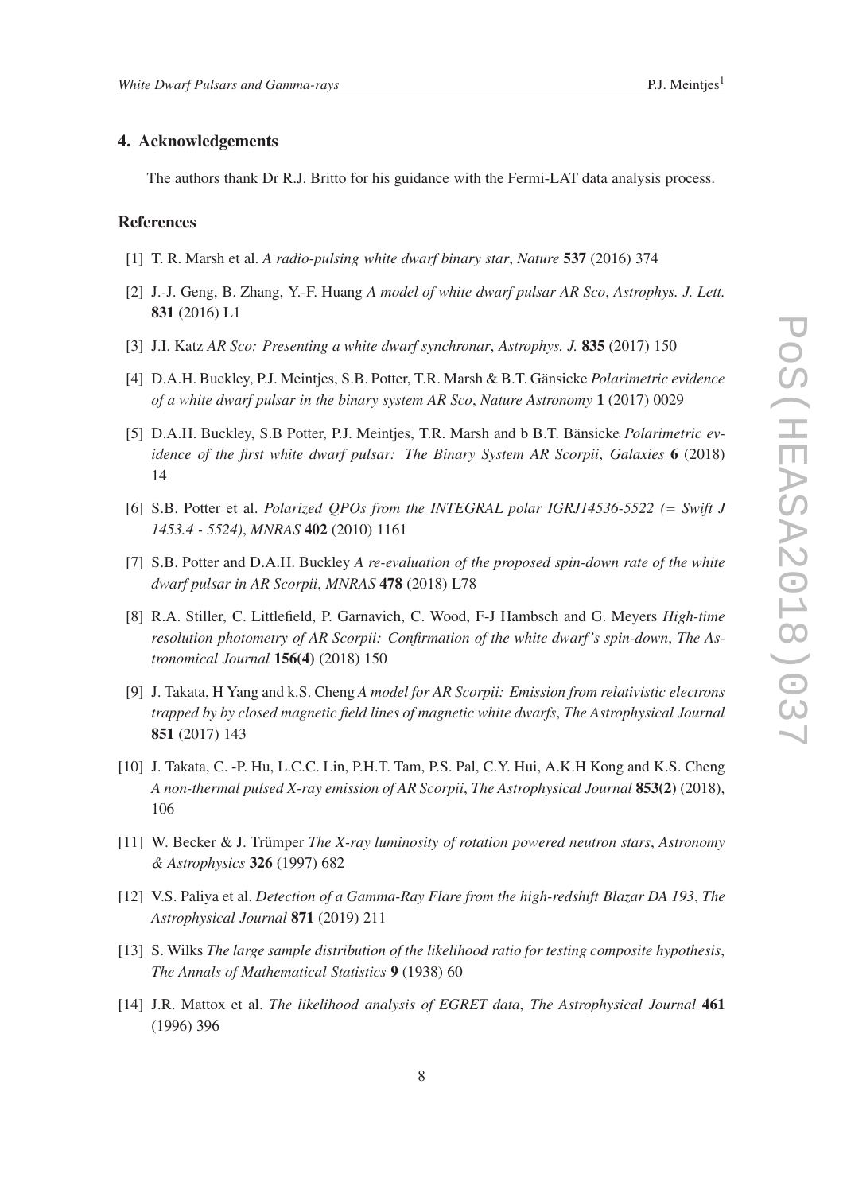## 4. Acknowledgements

The authors thank Dr R.J. Britto for his guidance with the Fermi-LAT data analysis process.

## References

[1] T. R. Marsh et al. *A radio-pulsing white dwarf binary star*, *Nature* **537** (2016) 374

[2] J.-J. Geng, B. Zhang, Y.-F. Huang *A model of white dwarf pulsar AR Sco*, *Astrophys. J. Lett.* **831** (2016) L1

[3] J.I. Katz *AR Sco: Presenting a white dwarf synchronar*, *Astrophys. J.* **835** (2017) 150

[4] D.A.H. Buckley, P.J. Meintjes, S.B. Potter, T.R. Marsh & B.T. Gänsicke *Polarimetric evidence of a white dwarf pulsar in the binary system AR Sco*, *Nature Astronomy* **1** (2017) 0029

[5] D.A.H. Buckley, S.B Potter, P.J. Meintjes, T.R. Marsh and b B.T. Bänsicke *Polarimetric evidence of the first white dwarf pulsar: The Binary System AR Scorpii*, *Galaxies* **6** (2018) 14

[6] S.B. Potter et al. *Polarized QPOs from the INTEGRAL polar IGRJ14536-5522 (= Swift J 1453.4 - 5524)*, *MNRAS* **402** (2010) 1161

[7] S.B. Potter and D.A.H. Buckley *A re-evaluation of the proposed spin-down rate of the white dwarf pulsar in AR Scorpii*, *MNRAS* **478** (2018) L78

[8] R.A. Stiller, C. Littlefield, P. Garnavich, C. Wood, F-J Hambsch and G. Meyers *High-time resolution photometry of AR Scorpii: Confirmation of the white dwarf's spin-down*, *The Astronomical Journal* **156(4)** (2018) 150

[9] J. Takata, H Yang and k.S. Cheng *A model for AR Scorpii: Emission from relativistic electrons trapped by by closed magnetic field lines of magnetic white dwarfs*, *The Astrophysical Journal* **851** (2017) 143

[10] J. Takata, C. -P. Hu, L.C.C. Lin, P.H.T. Tam, P.S. Pal, C.Y. Hui, A.K.H Kong and K.S. Cheng *A non-thermal pulsed X-ray emission of AR Scorpii*, *The Astrophysical Journal* **853(2)** (2018), 106

[11] W. Becker & J. Trümper *The X-ray luminosity of rotation powered neutron stars*, *Astronomy & Astrophysics* **326** (1997) 682

[12] V.S. Paliya et al. *Detection of a Gamma-Ray Flare from the high-redshift Blazar DA 193*, *The Astrophysical Journal* **871** (2019) 211

[13] S. Wilks *The large sample distribution of the likelihood ratio for testing composite hypothesis*, *The Annals of Mathematical Statistics* **9** (1938) 60

[14] J.R. Mattox et al. *The likelihood analysis of EGRET data*, *The Astrophysical Journal* **461** (1996) 396